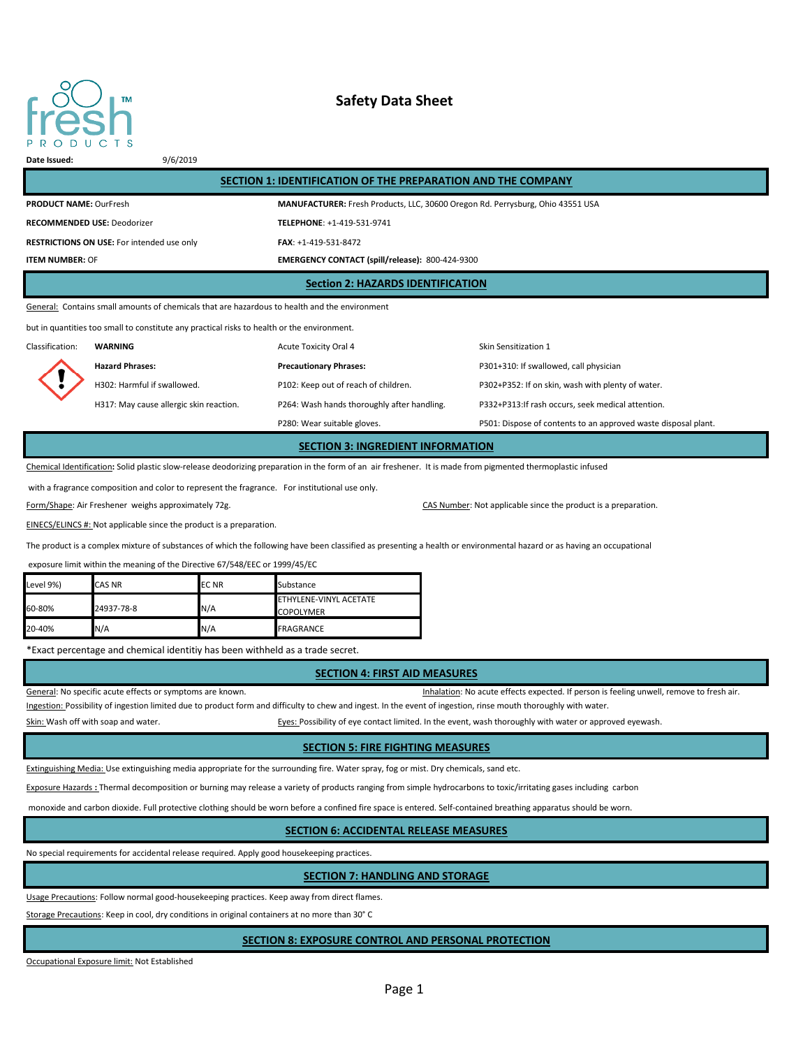fresh™ PRODUCTS

# Safety Data Sheet

**Date Issued:** 9/6/2019

## SECTION 1: IDENTIFICATION OF THE PREPARATION AND THE COMPANY

**PRODUCT NAME:** OurFresh

**RECOMMENDED USE:** Deodorizer

**RESTRICTIONS ON USE:** For intended use only

**ITEM NUMBER:** OF

**MANUFACTURER:** Fresh Products, LLC, 30600 Oregon Rd. Perrysburg, Ohio 43551 USA

**TELEPHONE**: +1-419-531-9741

**FAX**: +1-419-531-8472

**EMERGENCY CONTACT (spill/release):** 800-424-9300

## Section 2: HAZARDS IDENTIFICATION

General: Contains small amounts of chemicals that are hazardous to health and the environment

but in quantities too small to constitute any practical risks to health or the environment.

Classification: **WARNING**

Acute Toxicity Oral 4

Skin Sensitization 1

**Hazard Phrases:**

H302: Harmful if swallowed.

H317: May cause allergic skin reaction.

**Precautionary Phrases:**

P102: Keep out of reach of children.

P264: Wash hands thoroughly after handling.

P280: Wear suitable gloves.

P301+310: If swallowed, call physician

P302+P352: If on skin, wash with plenty of water.

P332+P313:If rash occurs, seek medical attention.

P501: Dispose of contents to an approved waste disposal plant.

## SECTION 3: INGREDIENT INFORMATION

Chemical Identification: Solid plastic slow-release deodorizing preparation in the form of an air freshener. It is made from pigmented thermoplastic infused with a fragrance composition and color to represent the fragrance. For institutional use only.

Form/Shape: Air Freshener weighs approximately 72g.

CAS Number: Not applicable since the product is a preparation.

EINECS/ELINCS #: Not applicable since the product is a preparation.

The product is a complex mixture of substances of which the following have been classified as presenting a health or environmental hazard or as having an occupational exposure limit within the meaning of the Directive 67/548/EEC or 1999/45/EC

| Level 9%) | CAS NR | EC NR | Substance |
|---|---|---|---|
| 60-80% | 24937-78-8 | N/A | ETHYLENE-VINYL ACETATE COPOLYMER |
| 20-40% | N/A | N/A | FRAGRANCE |

*Exact percentage and chemical identitiy has been withheld as a trade secret.

## SECTION 4: FIRST AID MEASURES

General: No specific acute effects or symptoms are known.

Inhalation: No acute effects expected. If person is feeling unwell, remove to fresh air.

Ingestion: Possibility of ingestion limited due to product form and difficulty to chew and ingest. In the event of ingestion, rinse mouth thoroughly with water.

Skin: Wash off with soap and water.

Eyes: Possibility of eye contact limited. In the event, wash thoroughly with water or approved eyewash.

## SECTION 5: FIRE FIGHTING MEASURES

Extinguishing Media: Use extinguishing media appropriate for the surrounding fire. Water spray, fog or mist. Dry chemicals, sand etc.

Exposure Hazards : Thermal decomposition or burning may release a variety of products ranging from simple hydrocarbons to toxic/irritating gases including carbon monoxide and carbon dioxide. Full protective clothing should be worn before a confined fire space is entered. Self-contained breathing apparatus should be worn.

## SECTION 6: ACCIDENTAL RELEASE MEASURES

No special requirements for accidental release required. Apply good housekeeping practices.

## SECTION 7: HANDLING AND STORAGE

Usage Precautions: Follow normal good-housekeeping practices. Keep away from direct flames.

Storage Precautions: Keep in cool, dry conditions in original containers at no more than 30° C

## SECTION 8: EXPOSURE CONTROL AND PERSONAL PROTECTION

Occupational Exposure limit: Not Established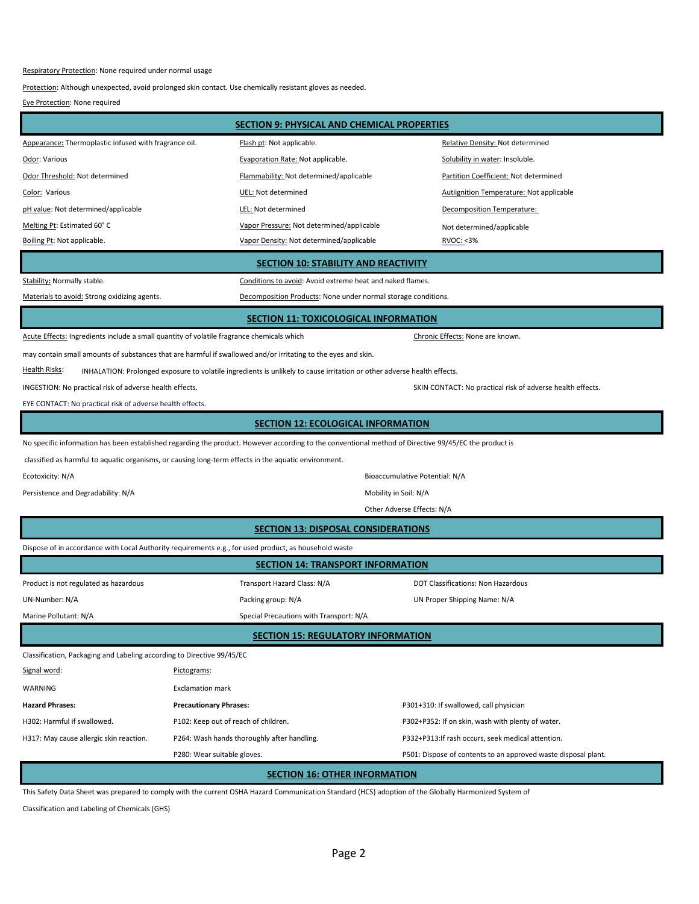Respiratory Protection: None required under normal usage

Protection: Although unexpected, avoid prolonged skin contact. Use chemically resistant gloves as needed.

Eye Protection: None required

## SECTION 9: PHYSICAL AND CHEMICAL PROPERTIES

| | | |
|---|---|---|
| Appearance: Thermoplastic infused with fragrance oil. | Flash pt: Not applicable. | Relative Density: Not determined |
| Odor: Various | Evaporation Rate: Not applicable. | Solubility in water: Insoluble. |
| Odor Threshold: Not determined | Flammability: Not determined/applicable | Partition Coefficient: Not determined |
| Color: Various | UEL: Not determined | Autiignition Temperature: Not applicable |
| pH value: Not determined/applicable | LEL: Not determined | Decomposition Temperature: Not determined/applicable |
| Melting Pt: Estimated 60° C | Vapor Pressure: Not determined/applicable | |
| Boiling Pt: Not applicable. | Vapor Density: Not determined/applicable | RVOC: <3% |

## SECTION 10: STABILITY AND REACTIVITY

| | |
|---|---|
| Stability: Normally stable. | Conditions to avoid: Avoid extreme heat and naked flames. |
| Materials to avoid: Strong oxidizing agents. | Decomposition Products: None under normal storage conditions. |

## SECTION 11: TOXICOLOGICAL INFORMATION

Acute Effects: Ingredients include a small quantity of volatile fragrance chemicals which may contain small amounts of substances that are harmful if swallowed and/or irritating to the eyes and skin.

Chronic Effects: None are known.

Health Risks: INHALATION: Prolonged exposure to volatile ingredients is unlikely to cause irritation or other adverse health effects.

INGESTION: No practical risk of adverse health effects.

SKIN CONTACT: No practical risk of adverse health effects.

EYE CONTACT: No practical risk of adverse health effects.

## SECTION 12: ECOLOGICAL INFORMATION

No specific information has been established regarding the product. However according to the conventional method of Directive 99/45/EC the product is classified as harmful to aquatic organisms, or causing long-term effects in the aquatic environment.

| | |
|---|---|
| Ecotoxicity: N/A | Bioaccumulative Potential: N/A |
| Persistence and Degradability: N/A | Mobility in Soil: N/A |
| | Other Adverse Effects: N/A |

## SECTION 13: DISPOSAL CONSIDERATIONS

Dispose of in accordance with Local Authority requirements e.g., for used product, as household waste

## SECTION 14: TRANSPORT INFORMATION

| | | |
|---|---|---|
| Product is not regulated as hazardous | Transport Hazard Class: N/A | DOT Classifications: Non Hazardous |
| UN-Number: N/A | Packing group: N/A | UN Proper Shipping Name: N/A |
| Marine Pollutant: N/A | Special Precautions with Transport: N/A | |

## SECTION 15: REGULATORY INFORMATION

Classification, Packaging and Labeling according to Directive 99/45/EC

| | | |
|---|---|---|
| Signal word: | Pictograms: | |
| WARNING | Exclamation mark | |
| **Hazard Phrases:** | **Precautionary Phrases:** | P301+310: If swallowed, call physician |
| H302: Harmful if swallowed. | P102: Keep out of reach of children. | P302+P352: If on skin, wash with plenty of water. |
| H317: May cause allergic skin reaction. | P264: Wash hands thoroughly after handling. | P332+P313:If rash occurs, seek medical attention. |
| | P280: Wear suitable gloves. | P501: Dispose of contents to an approved waste disposal plant. |

## SECTION 16: OTHER INFORMATION

This Safety Data Sheet was prepared to comply with the current OSHA Hazard Communication Standard (HCS) adoption of the Globally Harmonized System of Classification and Labeling of Chemicals (GHS)